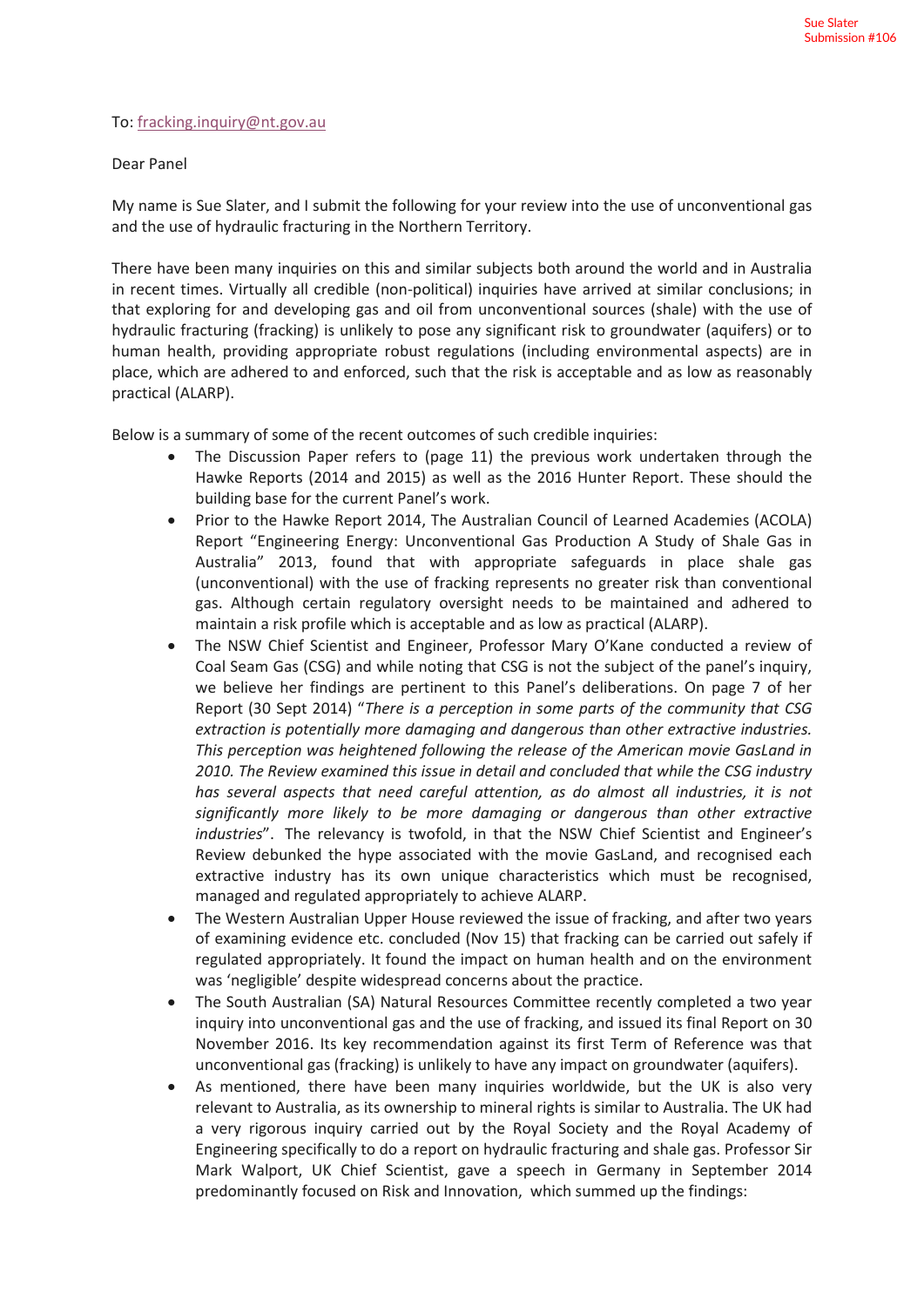Sue Slater
Submission #106

To: fracking.inquiry@nt.gov.au

Dear Panel

My name is Sue Slater, and I submit the following for your review into the use of unconventional gas and the use of hydraulic fracturing in the Northern Territory.

There have been many inquiries on this and similar subjects both around the world and in Australia in recent times. Virtually all credible (non-political) inquiries have arrived at similar conclusions; in that exploring for and developing gas and oil from unconventional sources (shale) with the use of hydraulic fracturing (fracking) is unlikely to pose any significant risk to groundwater (aquifers) or to human health, providing appropriate robust regulations (including environmental aspects) are in place, which are adhered to and enforced, such that the risk is acceptable and as low as reasonably practical (ALARP).

Below is a summary of some of the recent outcomes of such credible inquiries:

- The Discussion Paper refers to (page 11) the previous work undertaken through the Hawke Reports (2014 and 2015) as well as the 2016 Hunter Report. These should the building base for the current Panel's work.
- Prior to the Hawke Report 2014, The Australian Council of Learned Academies (ACOLA) Report "Engineering Energy: Unconventional Gas Production A Study of Shale Gas in Australia" 2013, found that with appropriate safeguards in place shale gas (unconventional) with the use of fracking represents no greater risk than conventional gas. Although certain regulatory oversight needs to be maintained and adhered to maintain a risk profile which is acceptable and as low as practical (ALARP).
- The NSW Chief Scientist and Engineer, Professor Mary O'Kane conducted a review of Coal Seam Gas (CSG) and while noting that CSG is not the subject of the panel's inquiry, we believe her findings are pertinent to this Panel's deliberations. On page 7 of her Report (30 Sept 2014) "*There is a perception in some parts of the community that CSG extraction is potentially more damaging and dangerous than other extractive industries. This perception was heightened following the release of the American movie GasLand in 2010. The Review examined this issue in detail and concluded that while the CSG industry has several aspects that need careful attention, as do almost all industries, it is not significantly more likely to be more damaging or dangerous than other extractive industries*". The relevancy is twofold, in that the NSW Chief Scientist and Engineer's Review debunked the hype associated with the movie GasLand, and recognised each extractive industry has its own unique characteristics which must be recognised, managed and regulated appropriately to achieve ALARP.
- The Western Australian Upper House reviewed the issue of fracking, and after two years of examining evidence etc. concluded (Nov 15) that fracking can be carried out safely if regulated appropriately. It found the impact on human health and on the environment was 'negligible' despite widespread concerns about the practice.
- The South Australian (SA) Natural Resources Committee recently completed a two year inquiry into unconventional gas and the use of fracking, and issued its final Report on 30 November 2016. Its key recommendation against its first Term of Reference was that unconventional gas (fracking) is unlikely to have any impact on groundwater (aquifers).
- As mentioned, there have been many inquiries worldwide, but the UK is also very relevant to Australia, as its ownership to mineral rights is similar to Australia. The UK had a very rigorous inquiry carried out by the Royal Society and the Royal Academy of Engineering specifically to do a report on hydraulic fracturing and shale gas. Professor Sir Mark Walport, UK Chief Scientist, gave a speech in Germany in September 2014 predominantly focused on Risk and Innovation, which summed up the findings: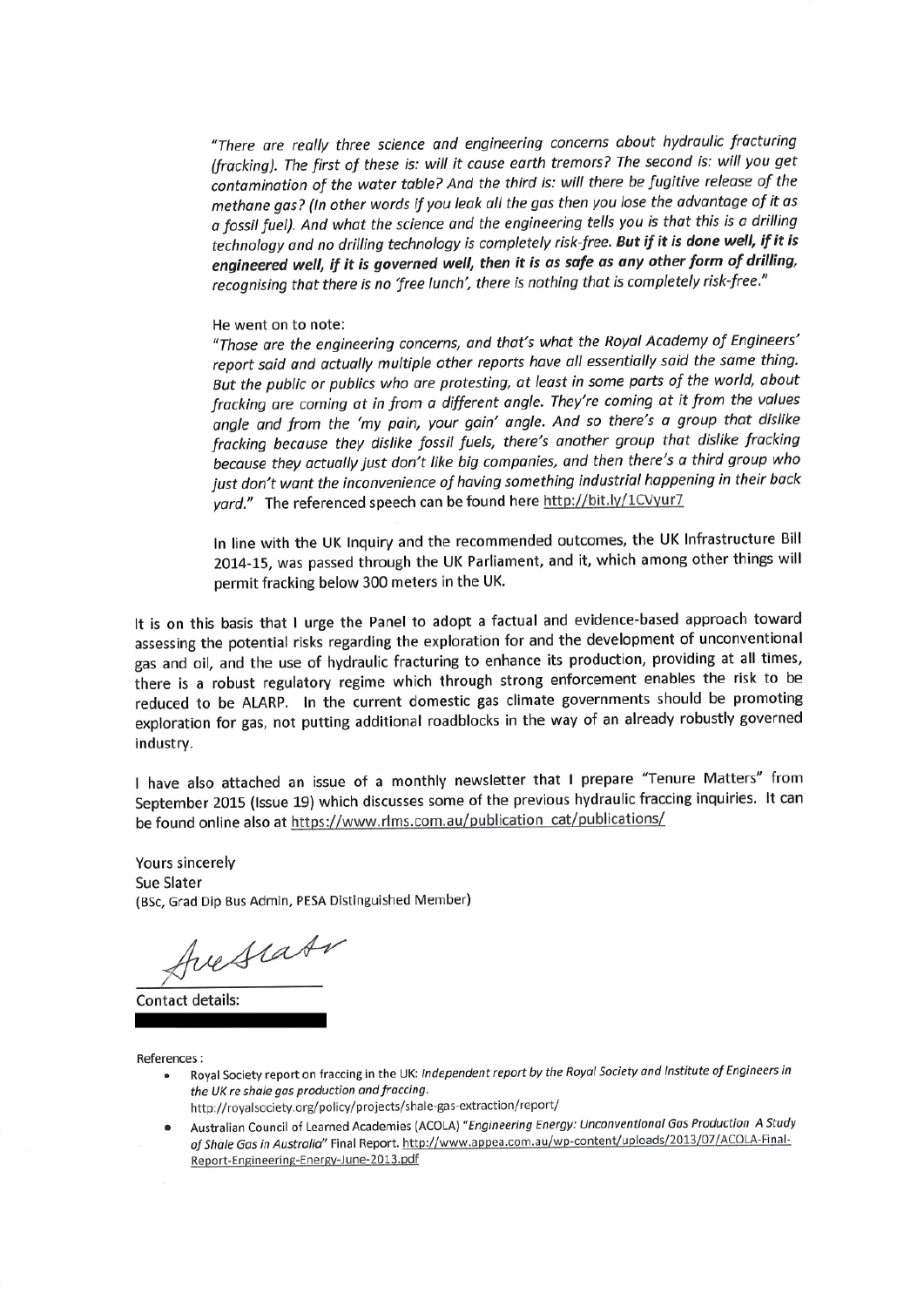*"There are really three science and engineering concerns about hydraulic fracturing (fracking). The first of these is: will it cause earth tremors? The second is: will you get contamination of the water table? And the third is: will there be fugitive release of the methane gas? (In other words if you leak all the gas then you lose the advantage of it as a fossil fuel). And what the science and the engineering tells you is that this is a drilling technology and no drilling technology is completely risk-free.* ***But if it is done well, if it is engineered well, if it is governed well, then it is as safe as any other form of drilling,*** *recognising that there is no 'free lunch', there is nothing that is completely risk-free."*

He went on to note:

*"Those are the engineering concerns, and that's what the Royal Academy of Engineers' report said and actually multiple other reports have all essentially said the same thing. But the public or publics who are protesting, at least in some parts of the world, about fracking are coming at in from a different angle. They're coming at it from the values angle and from the 'my pain, your gain' angle. And so there's a group that dislike fracking because they dislike fossil fuels, there's another group that dislike fracking because they actually just don't like big companies, and then there's a third group who just don't want the inconvenience of having something industrial happening in their back yard."* The referenced speech can be found here http://bit.ly/1CVyur7

In line with the UK Inquiry and the recommended outcomes, the UK Infrastructure Bill 2014-15, was passed through the UK Parliament, and it, which among other things will permit fracking below 300 meters in the UK.

It is on this basis that I urge the Panel to adopt a factual and evidence-based approach toward assessing the potential risks regarding the exploration for and the development of unconventional gas and oil, and the use of hydraulic fracturing to enhance its production, providing at all times, there is a robust regulatory regime which through strong enforcement enables the risk to be reduced to be ALARP. In the current domestic gas climate governments should be promoting exploration for gas, not putting additional roadblocks in the way of an already robustly governed industry.

I have also attached an issue of a monthly newsletter that I prepare "Tenure Matters" from September 2015 (Issue 19) which discusses some of the previous hydraulic fraccing inquiries. It can be found online also at https://www.rlms.com.au/publication_cat/publications/

Yours sincerely
Sue Slater
(BSc, Grad Dip Bus Admin, PESA Distinguished Member)

Contact details:

References:

- Royal Society report on fraccing in the UK: *Independent report by the Royal Society and Institute of Engineers in the UK re shale gas production and fraccing.* http://royalsociety.org/policy/projects/shale-gas-extraction/report/
- Australian Council of Learned Academies (ACOLA) "*Engineering Energy: Unconventional Gas Production A Study of Shale Gas in Australia*" Final Report. http://www.appea.com.au/wp-content/uploads/2013/07/ACOLA-Final-Report-Engineering-Energy-June-2013.pdf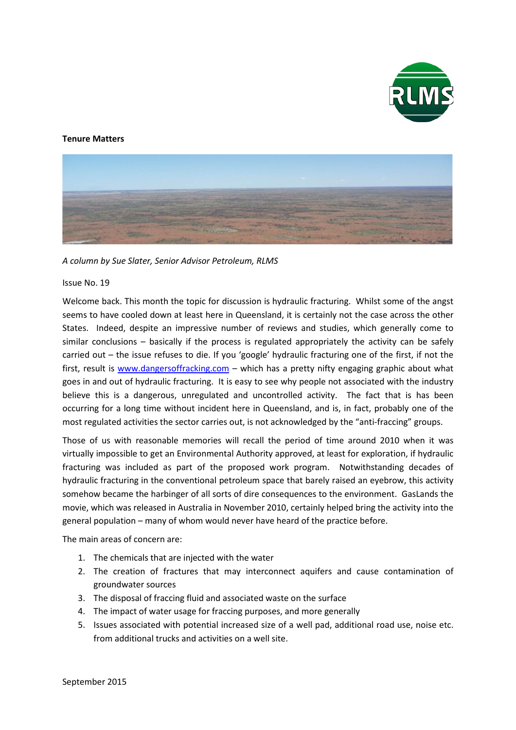**Tenure Matters**

*A column by Sue Slater, Senior Advisor Petroleum, RLMS*

Issue No. 19

Welcome back. This month the topic for discussion is hydraulic fracturing. Whilst some of the angst seems to have cooled down at least here in Queensland, it is certainly not the case across the other States. Indeed, despite an impressive number of reviews and studies, which generally come to similar conclusions – basically if the process is regulated appropriately the activity can be safely carried out – the issue refuses to die. If you 'google' hydraulic fracturing one of the first, if not the first, result is www.dangersoffracking.com – which has a pretty nifty engaging graphic about what goes in and out of hydraulic fracturing. It is easy to see why people not associated with the industry believe this is a dangerous, unregulated and uncontrolled activity. The fact that is has been occurring for a long time without incident here in Queensland, and is, in fact, probably one of the most regulated activities the sector carries out, is not acknowledged by the "anti-fraccing" groups.

Those of us with reasonable memories will recall the period of time around 2010 when it was virtually impossible to get an Environmental Authority approved, at least for exploration, if hydraulic fracturing was included as part of the proposed work program. Notwithstanding decades of hydraulic fracturing in the conventional petroleum space that barely raised an eyebrow, this activity somehow became the harbinger of all sorts of dire consequences to the environment. GasLands the movie, which was released in Australia in November 2010, certainly helped bring the activity into the general population – many of whom would never have heard of the practice before.

The main areas of concern are:

1. The chemicals that are injected with the water
2. The creation of fractures that may interconnect aquifers and cause contamination of groundwater sources
3. The disposal of fraccing fluid and associated waste on the surface
4. The impact of water usage for fraccing purposes, and more generally
5. Issues associated with potential increased size of a well pad, additional road use, noise etc. from additional trucks and activities on a well site.

September 2015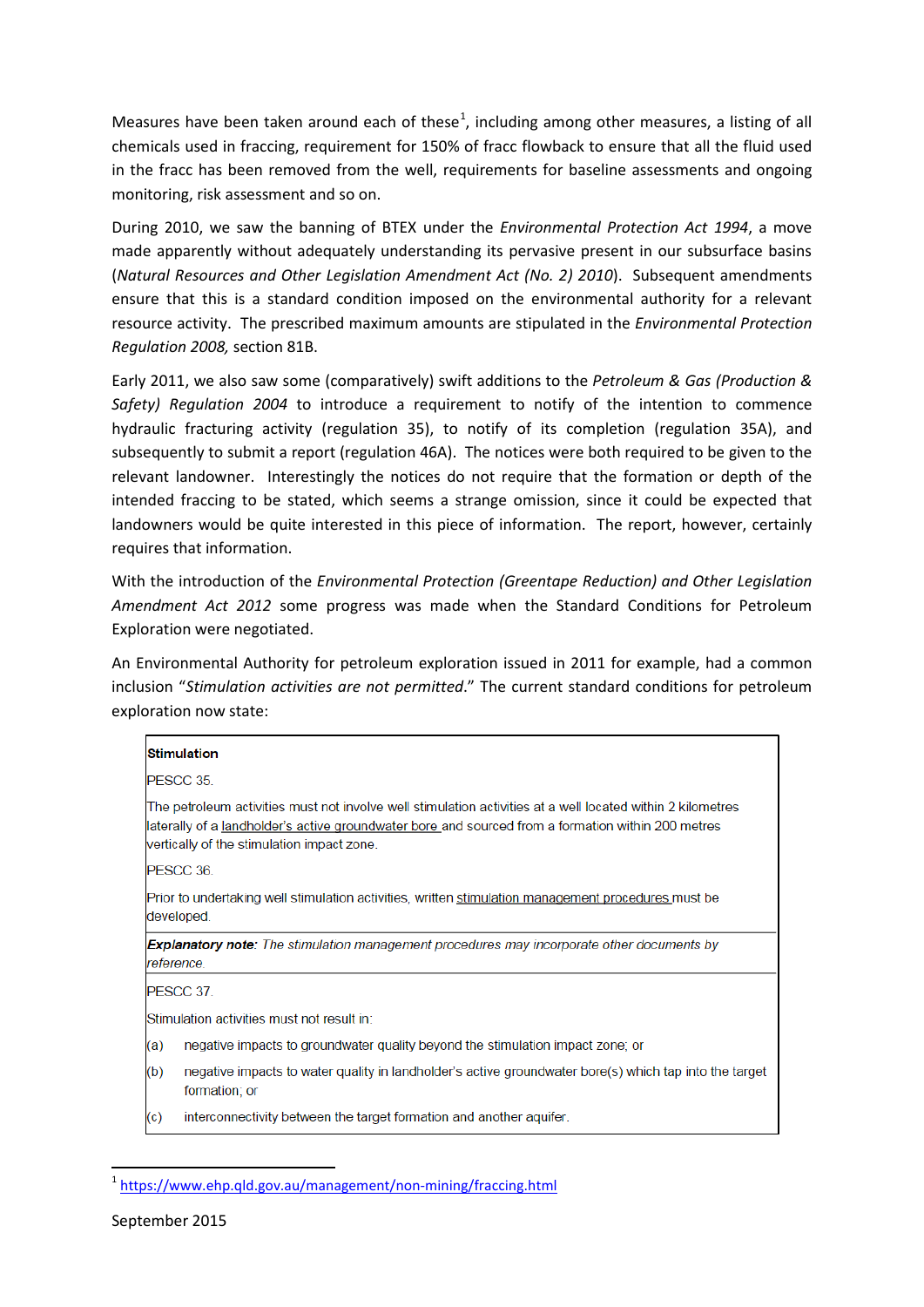Measures have been taken around each of these[1], including among other measures, a listing of all chemicals used in fraccing, requirement for 150% of fracc flowback to ensure that all the fluid used in the fracc has been removed from the well, requirements for baseline assessments and ongoing monitoring, risk assessment and so on.

During 2010, we saw the banning of BTEX under the *Environmental Protection Act 1994*, a move made apparently without adequately understanding its pervasive present in our subsurface basins (*Natural Resources and Other Legislation Amendment Act (No. 2) 2010*). Subsequent amendments ensure that this is a standard condition imposed on the environmental authority for a relevant resource activity. The prescribed maximum amounts are stipulated in the *Environmental Protection Regulation 2008,* section 81B.

Early 2011, we also saw some (comparatively) swift additions to the *Petroleum & Gas (Production & Safety) Regulation 2004* to introduce a requirement to notify of the intention to commence hydraulic fracturing activity (regulation 35), to notify of its completion (regulation 35A), and subsequently to submit a report (regulation 46A). The notices were both required to be given to the relevant landowner. Interestingly the notices do not require that the formation or depth of the intended fraccing to be stated, which seems a strange omission, since it could be expected that landowners would be quite interested in this piece of information. The report, however, certainly requires that information.

With the introduction of the *Environmental Protection (Greentape Reduction) and Other Legislation Amendment Act 2012* some progress was made when the Standard Conditions for Petroleum Exploration were negotiated.

An Environmental Authority for petroleum exploration issued in 2011 for example, had a common inclusion "*Stimulation activities are not permitted*." The current standard conditions for petroleum exploration now state:

> **Stimulation**
>
> PESCC 35.
>
> The petroleum activities must not involve well stimulation activities at a well located within 2 kilometres laterally of a landholder's active groundwater bore and sourced from a formation within 200 metres vertically of the stimulation impact zone.
>
> PESCC 36.
>
> Prior to undertaking well stimulation activities, written stimulation management procedures must be developed.
>
> ***Explanatory note:*** *The stimulation management procedures may incorporate other documents by reference.*
>
> PESCC 37.
>
> Stimulation activities must not result in:
>
> (a) negative impacts to groundwater quality beyond the stimulation impact zone; or
>
> (b) negative impacts to water quality in landholder's active groundwater bore(s) which tap into the target formation; or
>
> (c) interconnectivity between the target formation and another aquifer.

[1] https://www.ehp.qld.gov.au/management/non-mining/fraccing.html

September 2015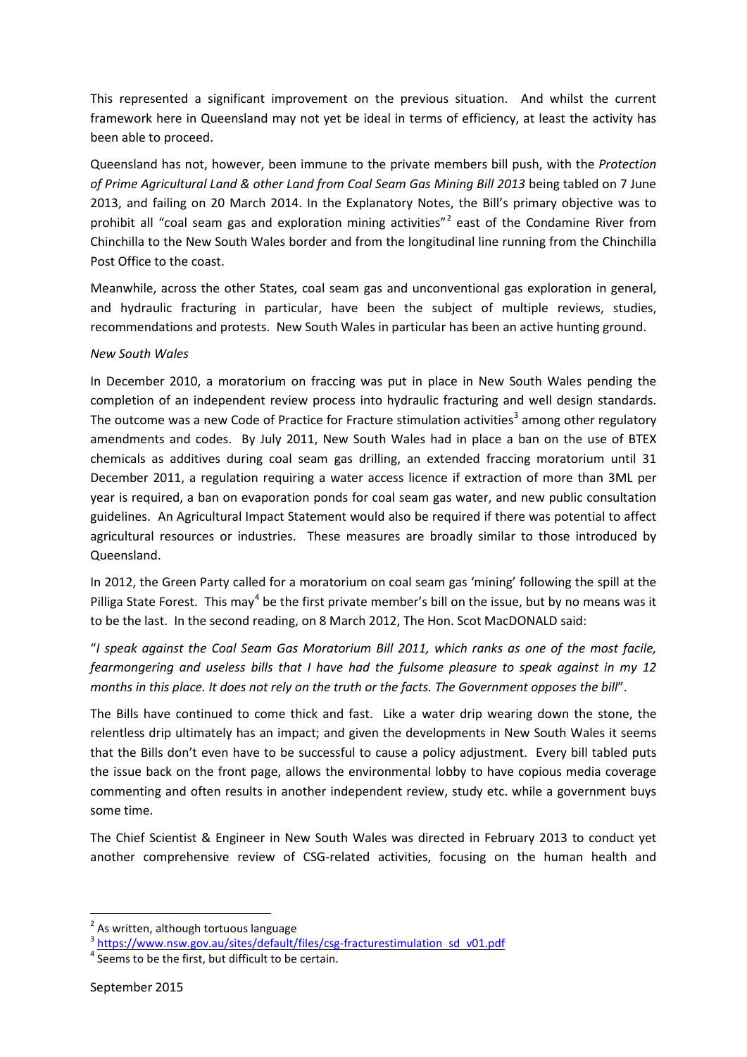This represented a significant improvement on the previous situation. And whilst the current framework here in Queensland may not yet be ideal in terms of efficiency, at least the activity has been able to proceed.

Queensland has not, however, been immune to the private members bill push, with the *Protection of Prime Agricultural Land & other Land from Coal Seam Gas Mining Bill 2013* being tabled on 7 June 2013, and failing on 20 March 2014. In the Explanatory Notes, the Bill's primary objective was to prohibit all "coal seam gas and exploration mining activities"[2] east of the Condamine River from Chinchilla to the New South Wales border and from the longitudinal line running from the Chinchilla Post Office to the coast.

Meanwhile, across the other States, coal seam gas and unconventional gas exploration in general, and hydraulic fracturing in particular, have been the subject of multiple reviews, studies, recommendations and protests. New South Wales in particular has been an active hunting ground.

*New South Wales*

In December 2010, a moratorium on fraccing was put in place in New South Wales pending the completion of an independent review process into hydraulic fracturing and well design standards. The outcome was a new Code of Practice for Fracture stimulation activities[3] among other regulatory amendments and codes. By July 2011, New South Wales had in place a ban on the use of BTEX chemicals as additives during coal seam gas drilling, an extended fraccing moratorium until 31 December 2011, a regulation requiring a water access licence if extraction of more than 3ML per year is required, a ban on evaporation ponds for coal seam gas water, and new public consultation guidelines. An Agricultural Impact Statement would also be required if there was potential to affect agricultural resources or industries. These measures are broadly similar to those introduced by Queensland.

In 2012, the Green Party called for a moratorium on coal seam gas 'mining' following the spill at the Pilliga State Forest. This may[4] be the first private member's bill on the issue, but by no means was it to be the last. In the second reading, on 8 March 2012, The Hon. Scot MacDONALD said:

"*I speak against the Coal Seam Gas Moratorium Bill 2011, which ranks as one of the most facile, fearmongering and useless bills that I have had the fulsome pleasure to speak against in my 12 months in this place. It does not rely on the truth or the facts. The Government opposes the bill*".

The Bills have continued to come thick and fast. Like a water drip wearing down the stone, the relentless drip ultimately has an impact; and given the developments in New South Wales it seems that the Bills don't even have to be successful to cause a policy adjustment. Every bill tabled puts the issue back on the front page, allows the environmental lobby to have copious media coverage commenting and often results in another independent review, study etc. while a government buys some time.

The Chief Scientist & Engineer in New South Wales was directed in February 2013 to conduct yet another comprehensive review of CSG-related activities, focusing on the human health and

---

[2] As written, although tortuous language

[3] https://www.nsw.gov.au/sites/default/files/csg-fracturestimulation_sd_v01.pdf

[4] Seems to be the first, but difficult to be certain.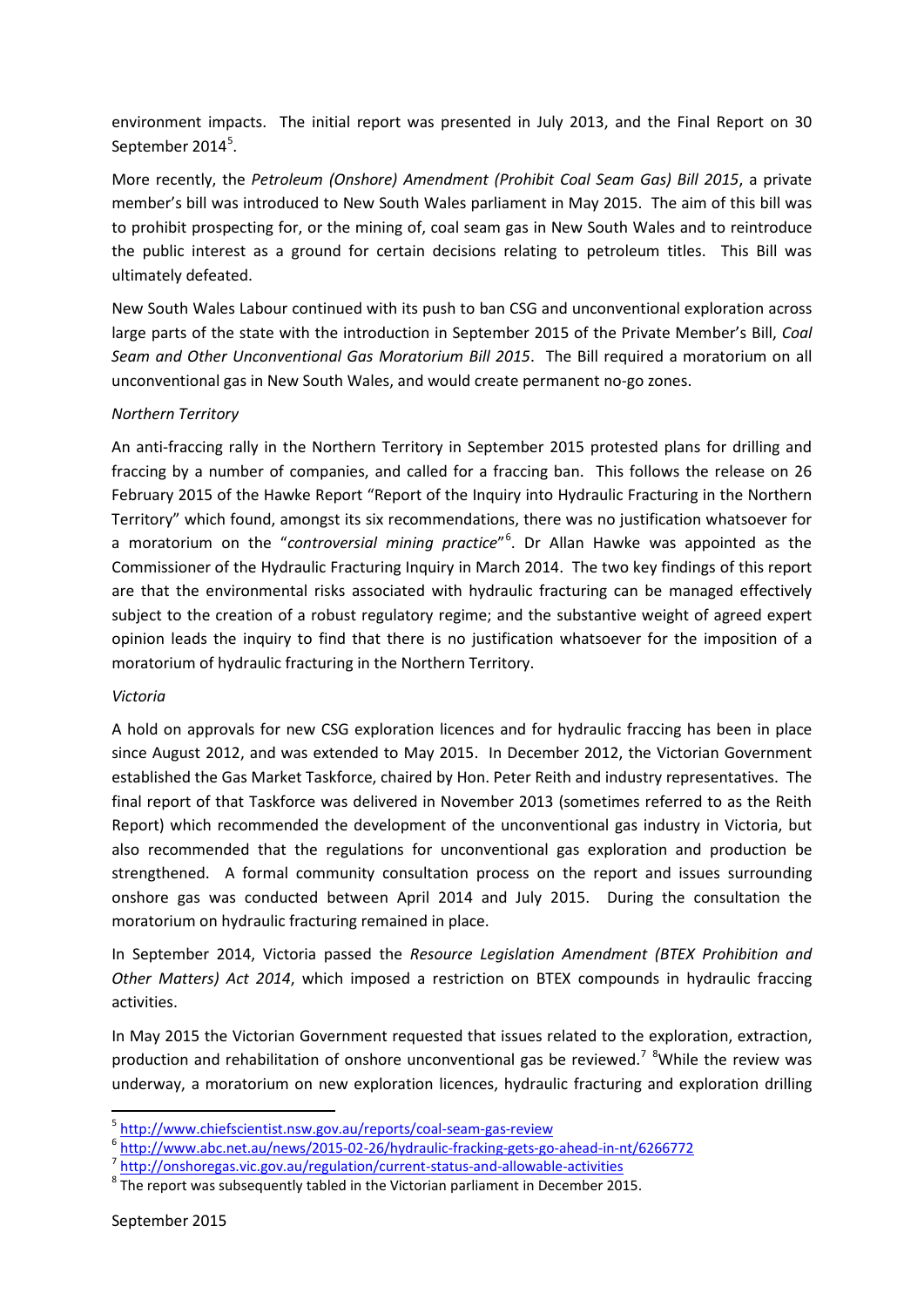environment impacts. The initial report was presented in July 2013, and the Final Report on 30 September 2014[5].

More recently, the *Petroleum (Onshore) Amendment (Prohibit Coal Seam Gas) Bill 2015*, a private member's bill was introduced to New South Wales parliament in May 2015. The aim of this bill was to prohibit prospecting for, or the mining of, coal seam gas in New South Wales and to reintroduce the public interest as a ground for certain decisions relating to petroleum titles. This Bill was ultimately defeated.

New South Wales Labour continued with its push to ban CSG and unconventional exploration across large parts of the state with the introduction in September 2015 of the Private Member's Bill, *Coal Seam and Other Unconventional Gas Moratorium Bill 2015*. The Bill required a moratorium on all unconventional gas in New South Wales, and would create permanent no-go zones.

*Northern Territory*

An anti-fraccing rally in the Northern Territory in September 2015 protested plans for drilling and fraccing by a number of companies, and called for a fraccing ban. This follows the release on 26 February 2015 of the Hawke Report "Report of the Inquiry into Hydraulic Fracturing in the Northern Territory" which found, amongst its six recommendations, there was no justification whatsoever for a moratorium on the "*controversial mining practice*"[6]. Dr Allan Hawke was appointed as the Commissioner of the Hydraulic Fracturing Inquiry in March 2014. The two key findings of this report are that the environmental risks associated with hydraulic fracturing can be managed effectively subject to the creation of a robust regulatory regime; and the substantive weight of agreed expert opinion leads the inquiry to find that there is no justification whatsoever for the imposition of a moratorium of hydraulic fracturing in the Northern Territory.

*Victoria*

A hold on approvals for new CSG exploration licences and for hydraulic fraccing has been in place since August 2012, and was extended to May 2015. In December 2012, the Victorian Government established the Gas Market Taskforce, chaired by Hon. Peter Reith and industry representatives. The final report of that Taskforce was delivered in November 2013 (sometimes referred to as the Reith Report) which recommended the development of the unconventional gas industry in Victoria, but also recommended that the regulations for unconventional gas exploration and production be strengthened. A formal community consultation process on the report and issues surrounding onshore gas was conducted between April 2014 and July 2015. During the consultation the moratorium on hydraulic fracturing remained in place.

In September 2014, Victoria passed the *Resource Legislation Amendment (BTEX Prohibition and Other Matters) Act 2014*, which imposed a restriction on BTEX compounds in hydraulic fraccing activities.

In May 2015 the Victorian Government requested that issues related to the exploration, extraction, production and rehabilitation of onshore unconventional gas be reviewed.[7] [8]While the review was underway, a moratorium on new exploration licences, hydraulic fracturing and exploration drilling

---

[5] http://www.chiefscientist.nsw.gov.au/reports/coal-seam-gas-review

[6] http://www.abc.net.au/news/2015-02-26/hydraulic-fracking-gets-go-ahead-in-nt/6266772

[7] http://onshoregas.vic.gov.au/regulation/current-status-and-allowable-activities

[8] The report was subsequently tabled in the Victorian parliament in December 2015.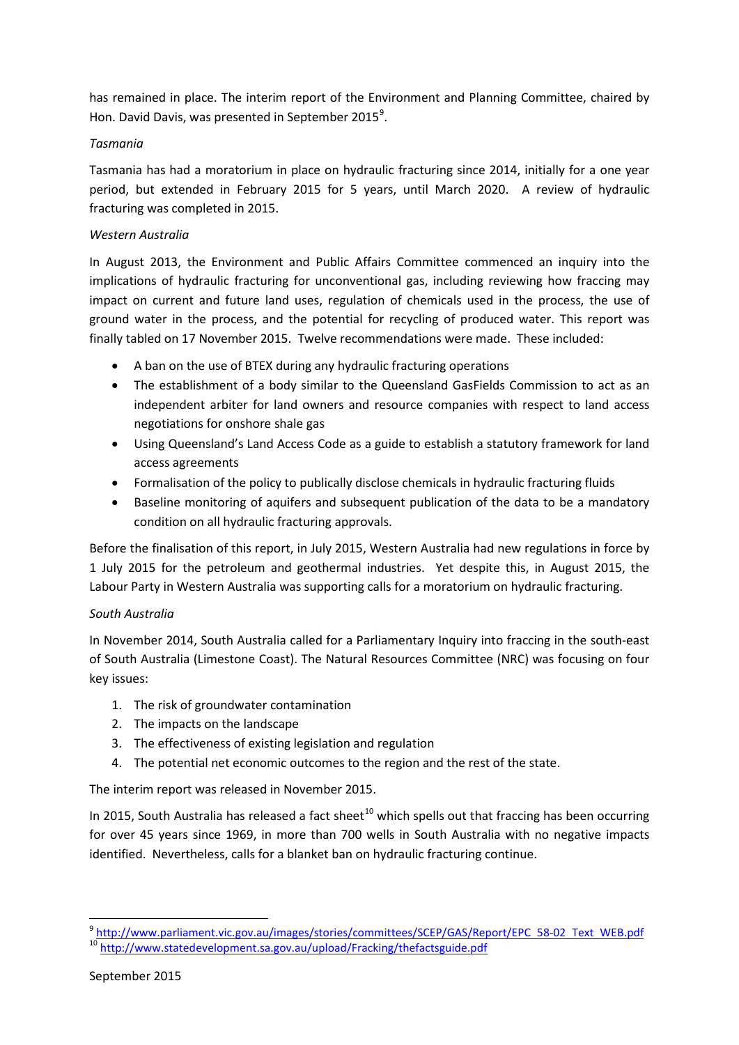has remained in place. The interim report of the Environment and Planning Committee, chaired by Hon. David Davis, was presented in September 2015[9].

*Tasmania*

Tasmania has had a moratorium in place on hydraulic fracturing since 2014, initially for a one year period, but extended in February 2015 for 5 years, until March 2020. A review of hydraulic fracturing was completed in 2015.

*Western Australia*

In August 2013, the Environment and Public Affairs Committee commenced an inquiry into the implications of hydraulic fracturing for unconventional gas, including reviewing how fraccing may impact on current and future land uses, regulation of chemicals used in the process, the use of ground water in the process, and the potential for recycling of produced water. This report was finally tabled on 17 November 2015. Twelve recommendations were made. These included:

- A ban on the use of BTEX during any hydraulic fracturing operations
- The establishment of a body similar to the Queensland GasFields Commission to act as an independent arbiter for land owners and resource companies with respect to land access negotiations for onshore shale gas
- Using Queensland's Land Access Code as a guide to establish a statutory framework for land access agreements
- Formalisation of the policy to publically disclose chemicals in hydraulic fracturing fluids
- Baseline monitoring of aquifers and subsequent publication of the data to be a mandatory condition on all hydraulic fracturing approvals.

Before the finalisation of this report, in July 2015, Western Australia had new regulations in force by 1 July 2015 for the petroleum and geothermal industries. Yet despite this, in August 2015, the Labour Party in Western Australia was supporting calls for a moratorium on hydraulic fracturing.

*South Australia*

In November 2014, South Australia called for a Parliamentary Inquiry into fraccing in the south-east of South Australia (Limestone Coast). The Natural Resources Committee (NRC) was focusing on four key issues:

1. The risk of groundwater contamination
2. The impacts on the landscape
3. The effectiveness of existing legislation and regulation
4. The potential net economic outcomes to the region and the rest of the state.

The interim report was released in November 2015.

In 2015, South Australia has released a fact sheet[10] which spells out that fraccing has been occurring for over 45 years since 1969, in more than 700 wells in South Australia with no negative impacts identified. Nevertheless, calls for a blanket ban on hydraulic fracturing continue.

---

[9] http://www.parliament.vic.gov.au/images/stories/committees/SCEP/GAS/Report/EPC_58-02_Text_WEB.pdf
[10] http://www.statedevelopment.sa.gov.au/upload/Fracking/thefactsguide.pdf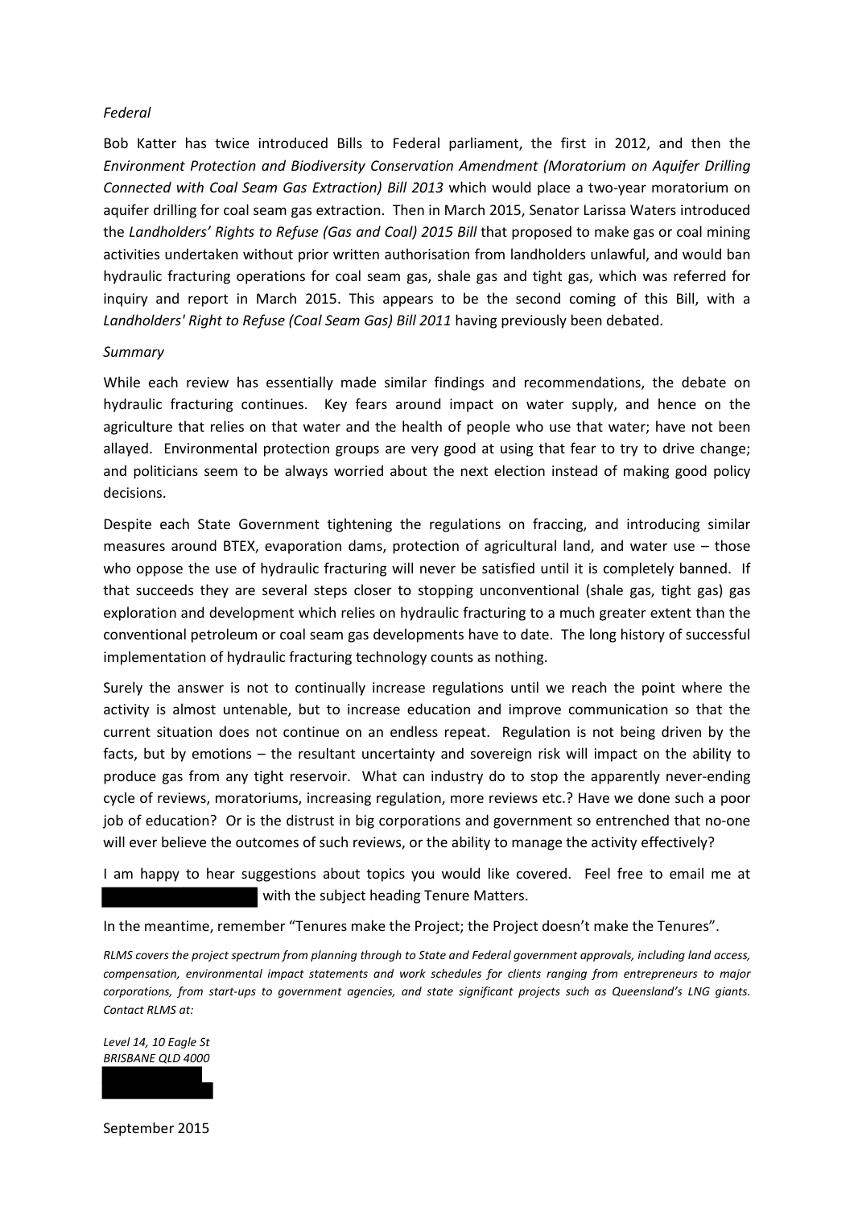*Federal*

Bob Katter has twice introduced Bills to Federal parliament, the first in 2012, and then the *Environment Protection and Biodiversity Conservation Amendment (Moratorium on Aquifer Drilling Connected with Coal Seam Gas Extraction) Bill 2013* which would place a two-year moratorium on aquifer drilling for coal seam gas extraction. Then in March 2015, Senator Larissa Waters introduced the *Landholders' Rights to Refuse (Gas and Coal) 2015 Bill* that proposed to make gas or coal mining activities undertaken without prior written authorisation from landholders unlawful, and would ban hydraulic fracturing operations for coal seam gas, shale gas and tight gas, which was referred for inquiry and report in March 2015. This appears to be the second coming of this Bill, with a *Landholders' Right to Refuse (Coal Seam Gas) Bill 2011* having previously been debated.

*Summary*

While each review has essentially made similar findings and recommendations, the debate on hydraulic fracturing continues. Key fears around impact on water supply, and hence on the agriculture that relies on that water and the health of people who use that water; have not been allayed. Environmental protection groups are very good at using that fear to try to drive change; and politicians seem to be always worried about the next election instead of making good policy decisions.

Despite each State Government tightening the regulations on fraccing, and introducing similar measures around BTEX, evaporation dams, protection of agricultural land, and water use – those who oppose the use of hydraulic fracturing will never be satisfied until it is completely banned. If that succeeds they are several steps closer to stopping unconventional (shale gas, tight gas) gas exploration and development which relies on hydraulic fracturing to a much greater extent than the conventional petroleum or coal seam gas developments have to date. The long history of successful implementation of hydraulic fracturing technology counts as nothing.

Surely the answer is not to continually increase regulations until we reach the point where the activity is almost untenable, but to increase education and improve communication so that the current situation does not continue on an endless repeat. Regulation is not being driven by the facts, but by emotions – the resultant uncertainty and sovereign risk will impact on the ability to produce gas from any tight reservoir. What can industry do to stop the apparently never-ending cycle of reviews, moratoriums, increasing regulation, more reviews etc.? Have we done such a poor job of education? Or is the distrust in big corporations and government so entrenched that no-one will ever believe the outcomes of such reviews, or the ability to manage the activity effectively?

I am happy to hear suggestions about topics you would like covered. Feel free to email me at [redacted] with the subject heading Tenure Matters.

In the meantime, remember "Tenures make the Project; the Project doesn't make the Tenures".

*RLMS covers the project spectrum from planning through to State and Federal government approvals, including land access, compensation, environmental impact statements and work schedules for clients ranging from entrepreneurs to major corporations, from start-ups to government agencies, and state significant projects such as Queensland's LNG giants. Contact RLMS at:*

*Level 14, 10 Eagle St*
*BRISBANE QLD 4000*

September 2015